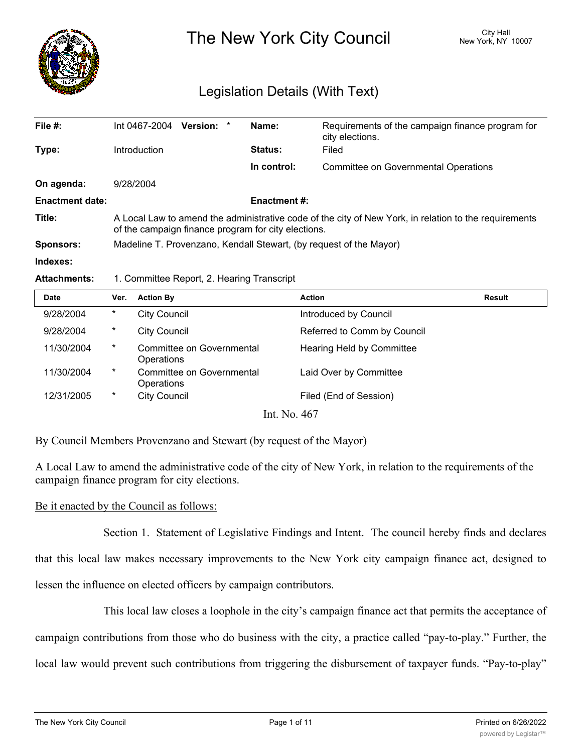# The New York City Council

City Hall
New York, NY 10007

## Legislation Details (With Text)

| | | | |
|---|---|---|---|
| **File #:** | Int 0467-2004 **Version:** * | **Name:** | Requirements of the campaign finance program for city elections. |
| **Type:** | Introduction | **Status:** | Filed |
| | | **In control:** | Committee on Governmental Operations |
| **On agenda:** | 9/28/2004 | | |
| **Enactment date:** | | **Enactment #:** | |

**Title:** A Local Law to amend the administrative code of the city of New York, in relation to the requirements of the campaign finance program for city elections.

**Sponsors:** Madeline T. Provenzano, Kendall Stewart, (by request of the Mayor)

**Indexes:**

**Attachments:** 1. Committee Report, 2. Hearing Transcript

| Date | Ver. | Action By | Action | Result |
|---|---|---|---|---|
| 9/28/2004 | * | City Council | Introduced by Council | |
| 9/28/2004 | * | City Council | Referred to Comm by Council | |
| 11/30/2004 | * | Committee on Governmental Operations | Hearing Held by Committee | |
| 11/30/2004 | * | Committee on Governmental Operations | Laid Over by Committee | |
| 12/31/2005 | * | City Council | Filed (End of Session) | |

Int. No. 467

By Council Members Provenzano and Stewart (by request of the Mayor)

A Local Law to amend the administrative code of the city of New York, in relation to the requirements of the campaign finance program for city elections.

Be it enacted by the Council as follows:

Section 1. Statement of Legislative Findings and Intent. The council hereby finds and declares that this local law makes necessary improvements to the New York city campaign finance act, designed to lessen the influence on elected officers by campaign contributors.

This local law closes a loophole in the city's campaign finance act that permits the acceptance of campaign contributions from those who do business with the city, a practice called "pay-to-play." Further, the local law would prevent such contributions from triggering the disbursement of taxpayer funds. "Pay-to-play"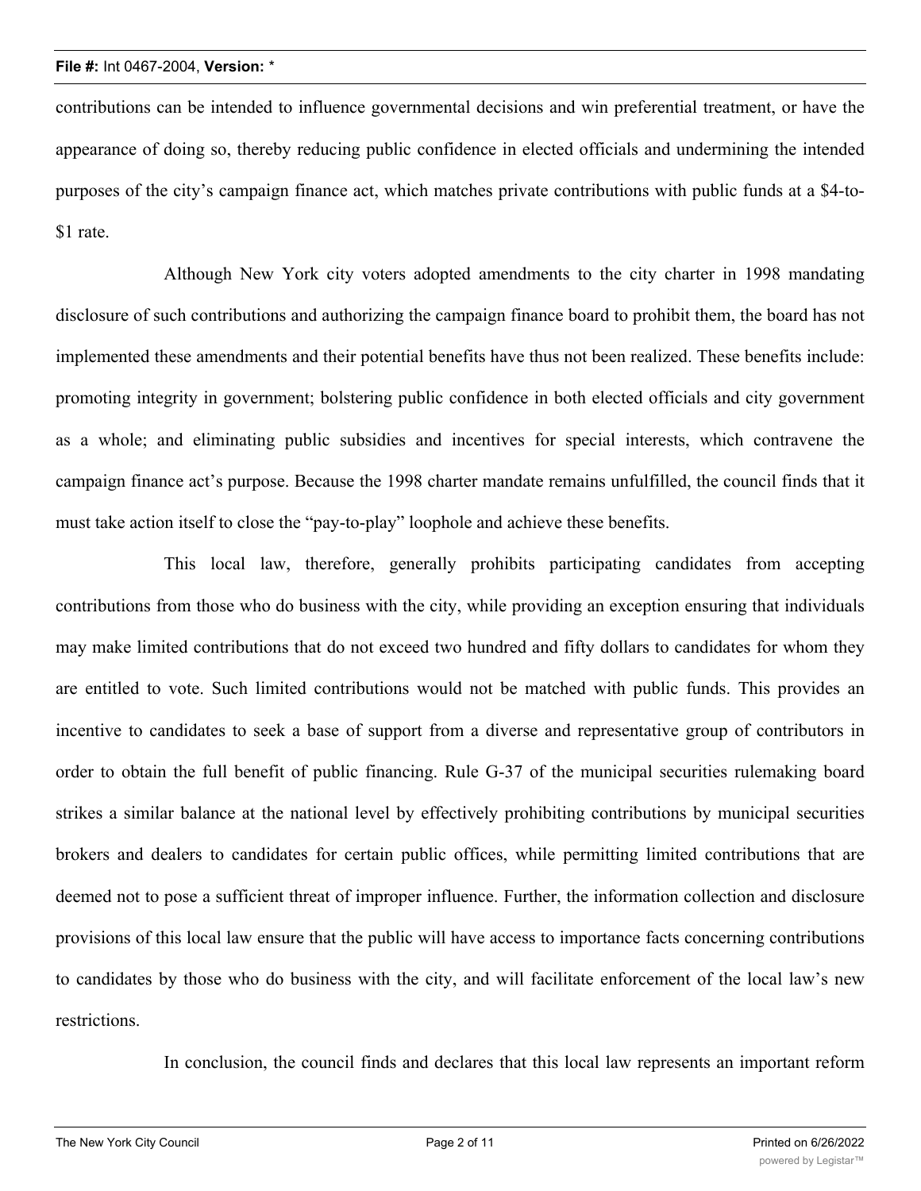contributions can be intended to influence governmental decisions and win preferential treatment, or have the appearance of doing so, thereby reducing public confidence in elected officials and undermining the intended purposes of the city's campaign finance act, which matches private contributions with public funds at a $4-to-$1 rate.

Although New York city voters adopted amendments to the city charter in 1998 mandating disclosure of such contributions and authorizing the campaign finance board to prohibit them, the board has not implemented these amendments and their potential benefits have thus not been realized. These benefits include: promoting integrity in government; bolstering public confidence in both elected officials and city government as a whole; and eliminating public subsidies and incentives for special interests, which contravene the campaign finance act's purpose. Because the 1998 charter mandate remains unfulfilled, the council finds that it must take action itself to close the "pay-to-play" loophole and achieve these benefits.

This local law, therefore, generally prohibits participating candidates from accepting contributions from those who do business with the city, while providing an exception ensuring that individuals may make limited contributions that do not exceed two hundred and fifty dollars to candidates for whom they are entitled to vote. Such limited contributions would not be matched with public funds. This provides an incentive to candidates to seek a base of support from a diverse and representative group of contributors in order to obtain the full benefit of public financing. Rule G-37 of the municipal securities rulemaking board strikes a similar balance at the national level by effectively prohibiting contributions by municipal securities brokers and dealers to candidates for certain public offices, while permitting limited contributions that are deemed not to pose a sufficient threat of improper influence. Further, the information collection and disclosure provisions of this local law ensure that the public will have access to importance facts concerning contributions to candidates by those who do business with the city, and will facilitate enforcement of the local law's new restrictions.

In conclusion, the council finds and declares that this local law represents an important reform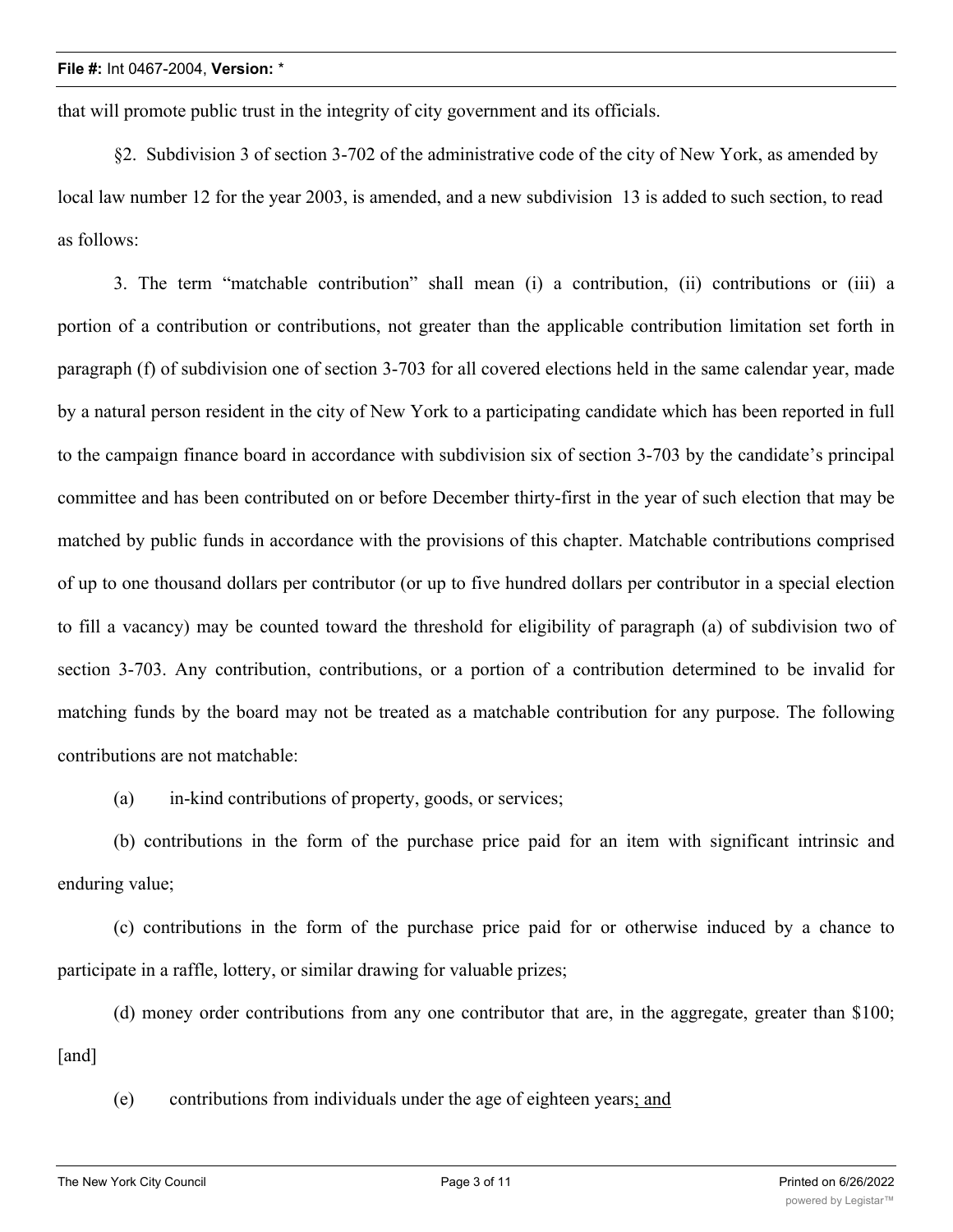that will promote public trust in the integrity of city government and its officials.

§2. Subdivision 3 of section 3-702 of the administrative code of the city of New York, as amended by local law number 12 for the year 2003, is amended, and a new subdivision 13 is added to such section, to read as follows:

3. The term "matchable contribution" shall mean (i) a contribution, (ii) contributions or (iii) a portion of a contribution or contributions, not greater than the applicable contribution limitation set forth in paragraph (f) of subdivision one of section 3-703 for all covered elections held in the same calendar year, made by a natural person resident in the city of New York to a participating candidate which has been reported in full to the campaign finance board in accordance with subdivision six of section 3-703 by the candidate's principal committee and has been contributed on or before December thirty-first in the year of such election that may be matched by public funds in accordance with the provisions of this chapter. Matchable contributions comprised of up to one thousand dollars per contributor (or up to five hundred dollars per contributor in a special election to fill a vacancy) may be counted toward the threshold for eligibility of paragraph (a) of subdivision two of section 3-703. Any contribution, contributions, or a portion of a contribution determined to be invalid for matching funds by the board may not be treated as a matchable contribution for any purpose. The following contributions are not matchable:

(a) in-kind contributions of property, goods, or services;

(b) contributions in the form of the purchase price paid for an item with significant intrinsic and enduring value;

(c) contributions in the form of the purchase price paid for or otherwise induced by a chance to participate in a raffle, lottery, or similar drawing for valuable prizes;

(d) money order contributions from any one contributor that are, in the aggregate, greater than $100; [and]

(e) contributions from individuals under the age of eighteen years<u>; and</u>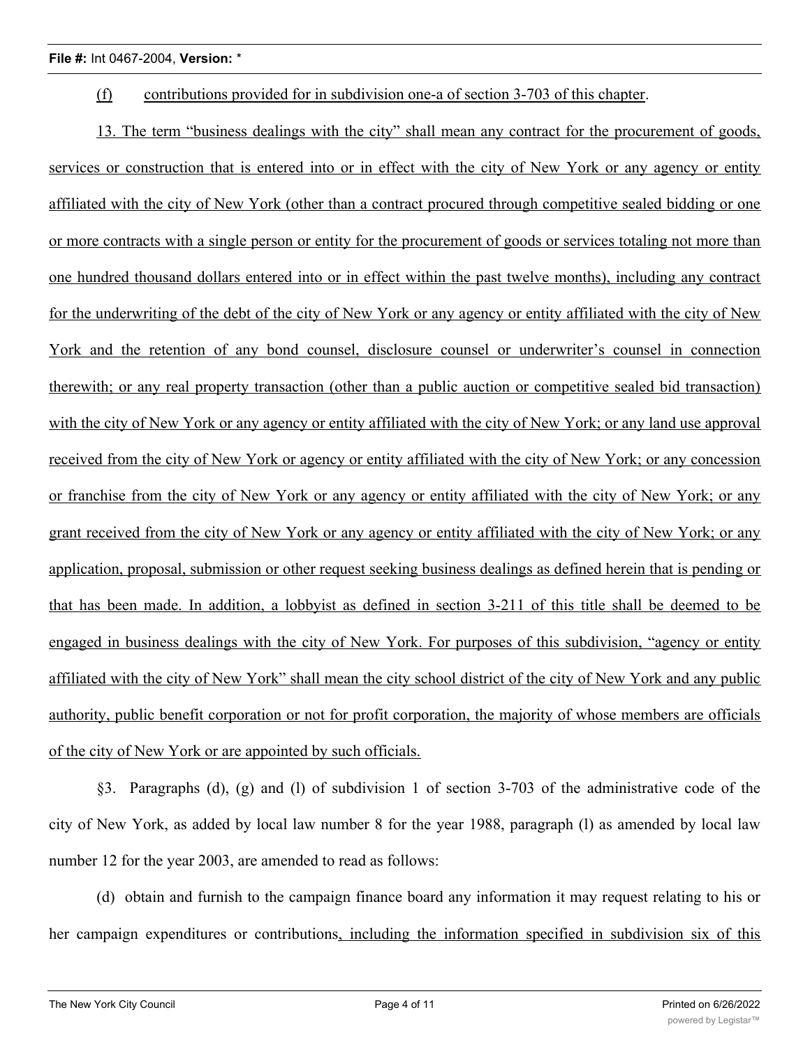(f) contributions provided for in subdivision one-a of section 3-703 of this chapter.

13. The term "business dealings with the city" shall mean any contract for the procurement of goods, services or construction that is entered into or in effect with the city of New York or any agency or entity affiliated with the city of New York (other than a contract procured through competitive sealed bidding or one or more contracts with a single person or entity for the procurement of goods or services totaling not more than one hundred thousand dollars entered into or in effect within the past twelve months), including any contract for the underwriting of the debt of the city of New York or any agency or entity affiliated with the city of New York and the retention of any bond counsel, disclosure counsel or underwriter's counsel in connection therewith; or any real property transaction (other than a public auction or competitive sealed bid transaction) with the city of New York or any agency or entity affiliated with the city of New York; or any land use approval received from the city of New York or agency or entity affiliated with the city of New York; or any concession or franchise from the city of New York or any agency or entity affiliated with the city of New York; or any grant received from the city of New York or any agency or entity affiliated with the city of New York; or any application, proposal, submission or other request seeking business dealings as defined herein that is pending or that has been made. In addition, a lobbyist as defined in section 3-211 of this title shall be deemed to be engaged in business dealings with the city of New York. For purposes of this subdivision, "agency or entity affiliated with the city of New York" shall mean the city school district of the city of New York and any public authority, public benefit corporation or not for profit corporation, the majority of whose members are officials of the city of New York or are appointed by such officials.

§3. Paragraphs (d), (g) and (l) of subdivision 1 of section 3-703 of the administrative code of the city of New York, as added by local law number 8 for the year 1988, paragraph (l) as amended by local law number 12 for the year 2003, are amended to read as follows:

(d) obtain and furnish to the campaign finance board any information it may request relating to his or her campaign expenditures or contributions, including the information specified in subdivision six of this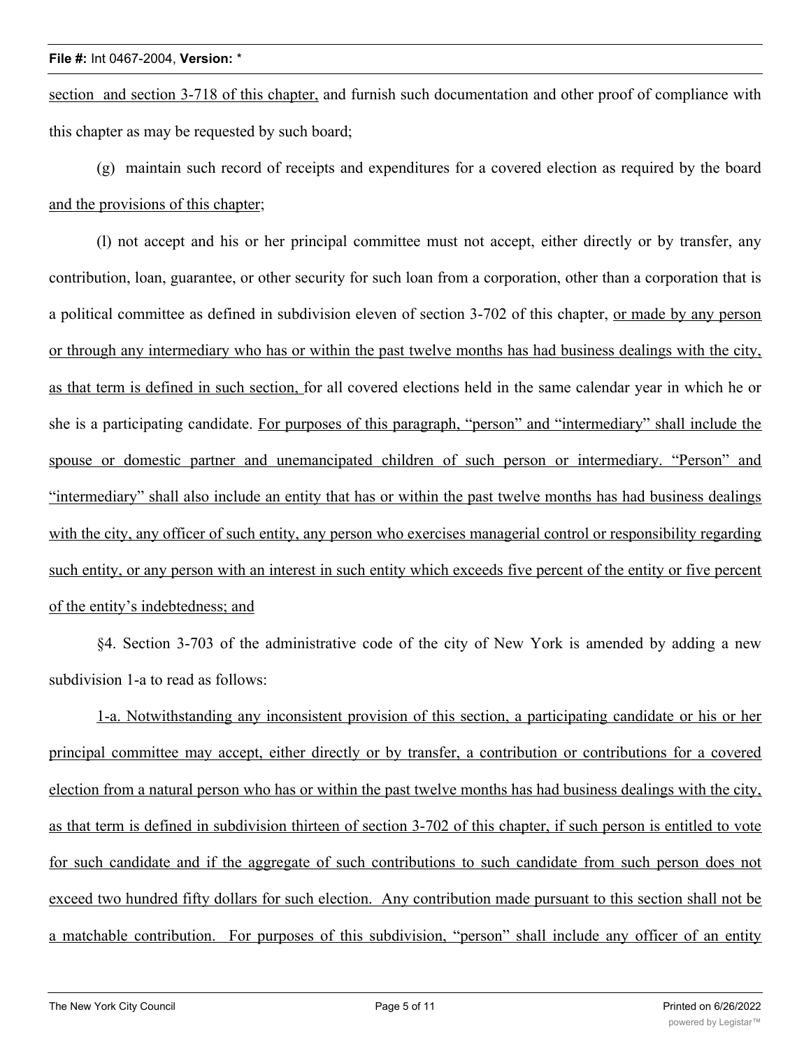section  and section 3-718 of this chapter, and furnish such documentation and other proof of compliance with this chapter as may be requested by such board;

(g)  maintain such record of receipts and expenditures for a covered election as required by the board and the provisions of this chapter;

(l) not accept and his or her principal committee must not accept, either directly or by transfer, any contribution, loan, guarantee, or other security for such loan from a corporation, other than a corporation that is a political committee as defined in subdivision eleven of section 3-702 of this chapter, or made by any person or through any intermediary who has or within the past twelve months has had business dealings with the city, as that term is defined in such section, for all covered elections held in the same calendar year in which he or she is a participating candidate. For purposes of this paragraph, "person" and "intermediary" shall include the spouse or domestic partner and unemancipated children of such person or intermediary. "Person" and "intermediary" shall also include an entity that has or within the past twelve months has had business dealings with the city, any officer of such entity, any person who exercises managerial control or responsibility regarding such entity, or any person with an interest in such entity which exceeds five percent of the entity or five percent of the entity's indebtedness; and

§4. Section 3-703 of the administrative code of the city of New York is amended by adding a new subdivision 1-a to read as follows:

1-a. Notwithstanding any inconsistent provision of this section, a participating candidate or his or her principal committee may accept, either directly or by transfer, a contribution or contributions for a covered election from a natural person who has or within the past twelve months has had business dealings with the city, as that term is defined in subdivision thirteen of section 3-702 of this chapter, if such person is entitled to vote for such candidate and if the aggregate of such contributions to such candidate from such person does not exceed two hundred fifty dollars for such election.  Any contribution made pursuant to this section shall not be a matchable contribution.  For purposes of this subdivision, "person" shall include any officer of an entity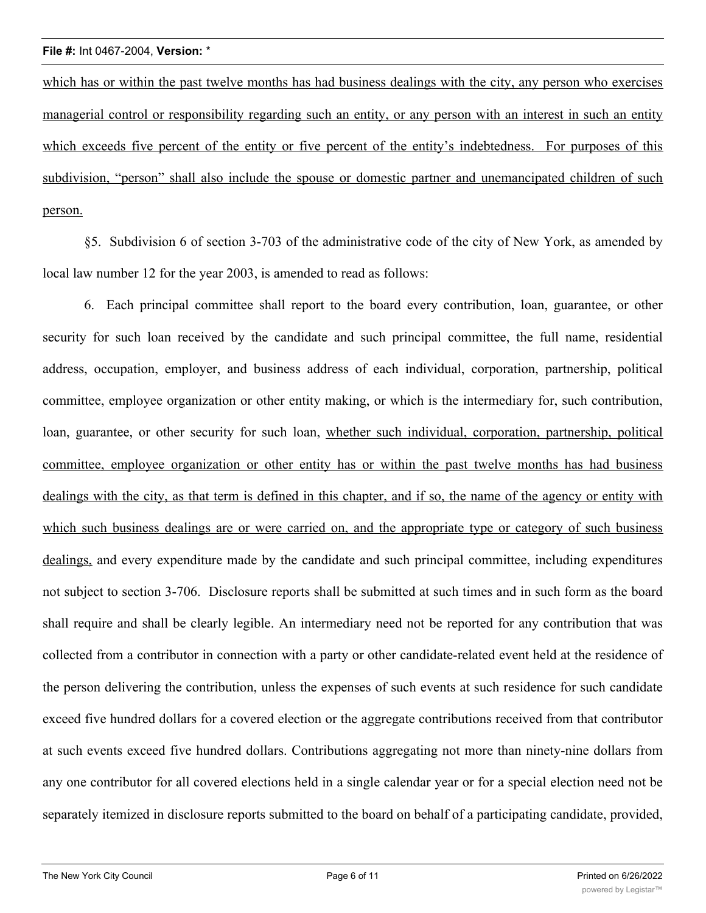which has or within the past twelve months has had business dealings with the city, any person who exercises managerial control or responsibility regarding such an entity, or any person with an interest in such an entity which exceeds five percent of the entity or five percent of the entity's indebtedness. For purposes of this subdivision, "person" shall also include the spouse or domestic partner and unemancipated children of such person.

§5. Subdivision 6 of section 3-703 of the administrative code of the city of New York, as amended by local law number 12 for the year 2003, is amended to read as follows:

6. Each principal committee shall report to the board every contribution, loan, guarantee, or other security for such loan received by the candidate and such principal committee, the full name, residential address, occupation, employer, and business address of each individual, corporation, partnership, political committee, employee organization or other entity making, or which is the intermediary for, such contribution, loan, guarantee, or other security for such loan, whether such individual, corporation, partnership, political committee, employee organization or other entity has or within the past twelve months has had business dealings with the city, as that term is defined in this chapter, and if so, the name of the agency or entity with which such business dealings are or were carried on, and the appropriate type or category of such business dealings, and every expenditure made by the candidate and such principal committee, including expenditures not subject to section 3-706. Disclosure reports shall be submitted at such times and in such form as the board shall require and shall be clearly legible. An intermediary need not be reported for any contribution that was collected from a contributor in connection with a party or other candidate-related event held at the residence of the person delivering the contribution, unless the expenses of such events at such residence for such candidate exceed five hundred dollars for a covered election or the aggregate contributions received from that contributor at such events exceed five hundred dollars. Contributions aggregating not more than ninety-nine dollars from any one contributor for all covered elections held in a single calendar year or for a special election need not be separately itemized in disclosure reports submitted to the board on behalf of a participating candidate, provided,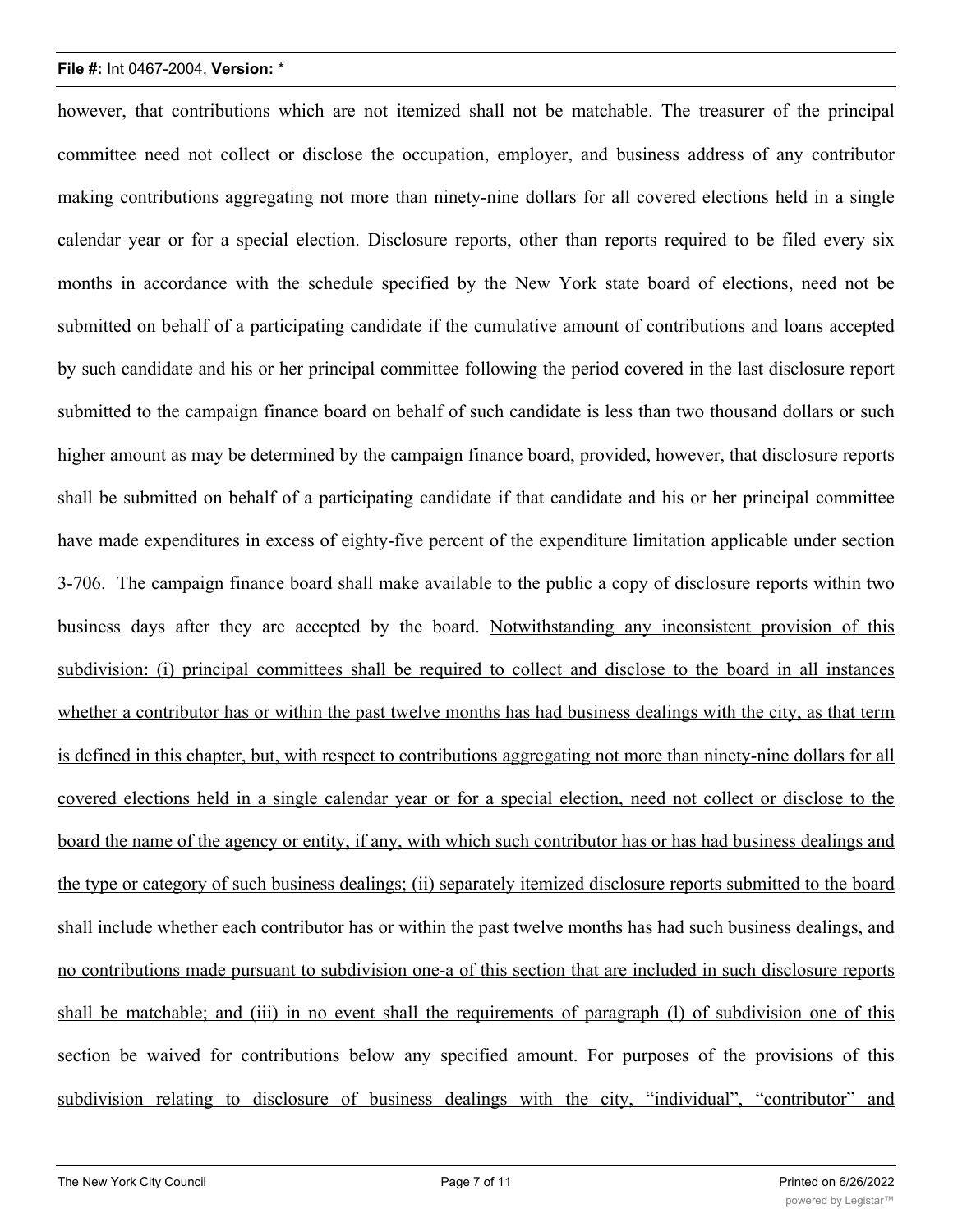however, that contributions which are not itemized shall not be matchable. The treasurer of the principal committee need not collect or disclose the occupation, employer, and business address of any contributor making contributions aggregating not more than ninety-nine dollars for all covered elections held in a single calendar year or for a special election. Disclosure reports, other than reports required to be filed every six months in accordance with the schedule specified by the New York state board of elections, need not be submitted on behalf of a participating candidate if the cumulative amount of contributions and loans accepted by such candidate and his or her principal committee following the period covered in the last disclosure report submitted to the campaign finance board on behalf of such candidate is less than two thousand dollars or such higher amount as may be determined by the campaign finance board, provided, however, that disclosure reports shall be submitted on behalf of a participating candidate if that candidate and his or her principal committee have made expenditures in excess of eighty-five percent of the expenditure limitation applicable under section 3-706. The campaign finance board shall make available to the public a copy of disclosure reports within two business days after they are accepted by the board. <u>Notwithstanding any inconsistent provision of this subdivision: (i) principal committees shall be required to collect and disclose to the board in all instances whether a contributor has or within the past twelve months has had business dealings with the city, as that term is defined in this chapter, but, with respect to contributions aggregating not more than ninety-nine dollars for all covered elections held in a single calendar year or for a special election, need not collect or disclose to the board the name of the agency or entity, if any, with which such contributor has or has had business dealings and the type or category of such business dealings; (ii) separately itemized disclosure reports submitted to the board shall include whether each contributor has or within the past twelve months has had such business dealings, and no contributions made pursuant to subdivision one-a of this section that are included in such disclosure reports shall be matchable; and (iii) in no event shall the requirements of paragraph (l) of subdivision one of this section be waived for contributions below any specified amount. For purposes of the provisions of this subdivision relating to disclosure of business dealings with the city, "individual", "contributor" and</u>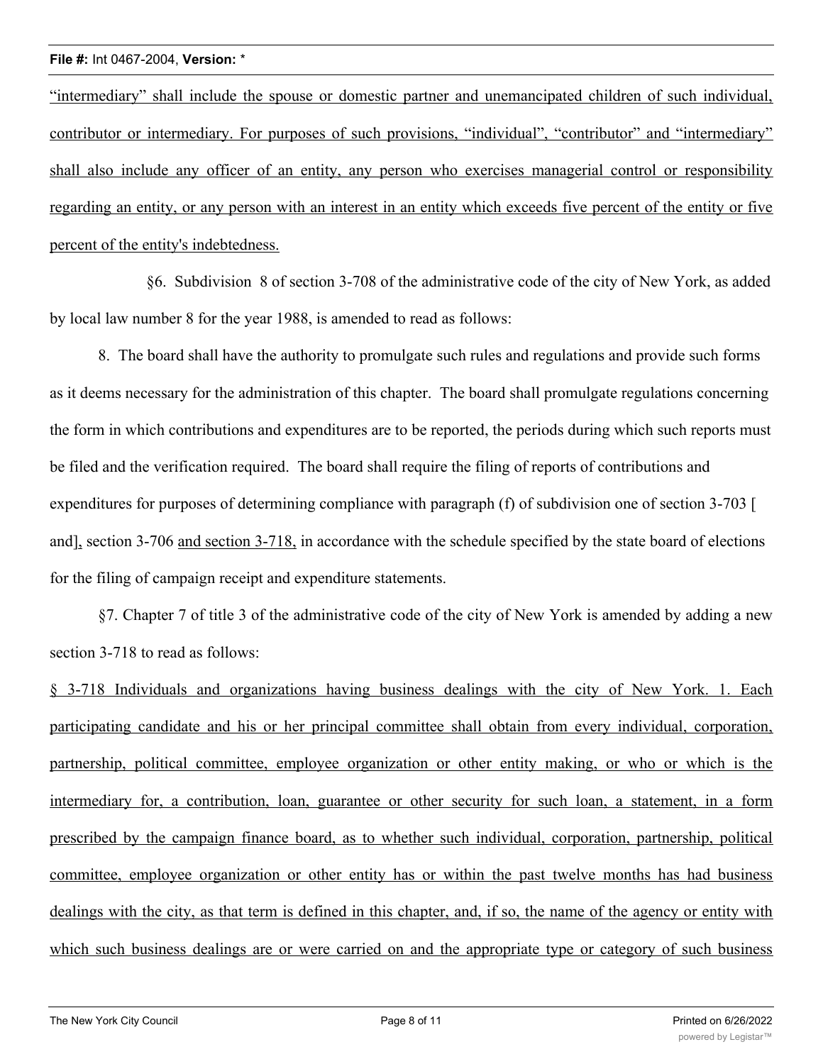"intermediary" shall include the spouse or domestic partner and unemancipated children of such individual, contributor or intermediary. For purposes of such provisions, "individual", "contributor" and "intermediary" shall also include any officer of an entity, any person who exercises managerial control or responsibility regarding an entity, or any person with an interest in an entity which exceeds five percent of the entity or five percent of the entity's indebtedness.

§6. Subdivision 8 of section 3-708 of the administrative code of the city of New York, as added by local law number 8 for the year 1988, is amended to read as follows:

8. The board shall have the authority to promulgate such rules and regulations and provide such forms as it deems necessary for the administration of this chapter. The board shall promulgate regulations concerning the form in which contributions and expenditures are to be reported, the periods during which such reports must be filed and the verification required. The board shall require the filing of reports of contributions and expenditures for purposes of determining compliance with paragraph (f) of subdivision one of section 3-703 [ and], section 3-706 and section 3-718, in accordance with the schedule specified by the state board of elections for the filing of campaign receipt and expenditure statements.

§7. Chapter 7 of title 3 of the administrative code of the city of New York is amended by adding a new section 3-718 to read as follows:

§ 3-718 Individuals and organizations having business dealings with the city of New York. 1. Each participating candidate and his or her principal committee shall obtain from every individual, corporation, partnership, political committee, employee organization or other entity making, or who or which is the intermediary for, a contribution, loan, guarantee or other security for such loan, a statement, in a form prescribed by the campaign finance board, as to whether such individual, corporation, partnership, political committee, employee organization or other entity has or within the past twelve months has had business dealings with the city, as that term is defined in this chapter, and, if so, the name of the agency or entity with which such business dealings are or were carried on and the appropriate type or category of such business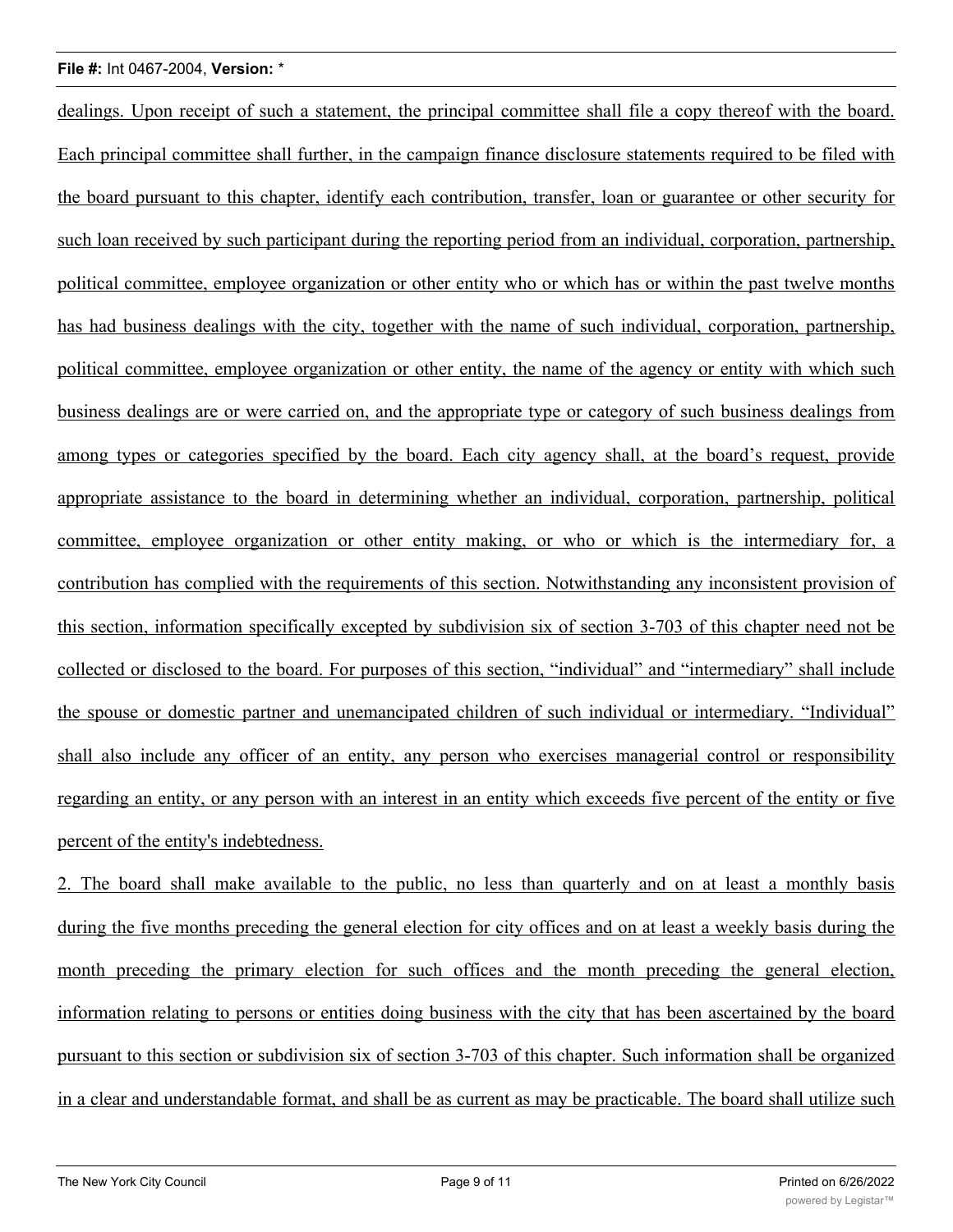dealings. Upon receipt of such a statement, the principal committee shall file a copy thereof with the board. Each principal committee shall further, in the campaign finance disclosure statements required to be filed with the board pursuant to this chapter, identify each contribution, transfer, loan or guarantee or other security for such loan received by such participant during the reporting period from an individual, corporation, partnership, political committee, employee organization or other entity who or which has or within the past twelve months has had business dealings with the city, together with the name of such individual, corporation, partnership, political committee, employee organization or other entity, the name of the agency or entity with which such business dealings are or were carried on, and the appropriate type or category of such business dealings from among types or categories specified by the board. Each city agency shall, at the board's request, provide appropriate assistance to the board in determining whether an individual, corporation, partnership, political committee, employee organization or other entity making, or who or which is the intermediary for, a contribution has complied with the requirements of this section. Notwithstanding any inconsistent provision of this section, information specifically excepted by subdivision six of section 3-703 of this chapter need not be collected or disclosed to the board. For purposes of this section, "individual" and "intermediary" shall include the spouse or domestic partner and unemancipated children of such individual or intermediary. "Individual" shall also include any officer of an entity, any person who exercises managerial control or responsibility regarding an entity, or any person with an interest in an entity which exceeds five percent of the entity or five percent of the entity's indebtedness.

2. The board shall make available to the public, no less than quarterly and on at least a monthly basis during the five months preceding the general election for city offices and on at least a weekly basis during the month preceding the primary election for such offices and the month preceding the general election, information relating to persons or entities doing business with the city that has been ascertained by the board pursuant to this section or subdivision six of section 3-703 of this chapter. Such information shall be organized in a clear and understandable format, and shall be as current as may be practicable. The board shall utilize such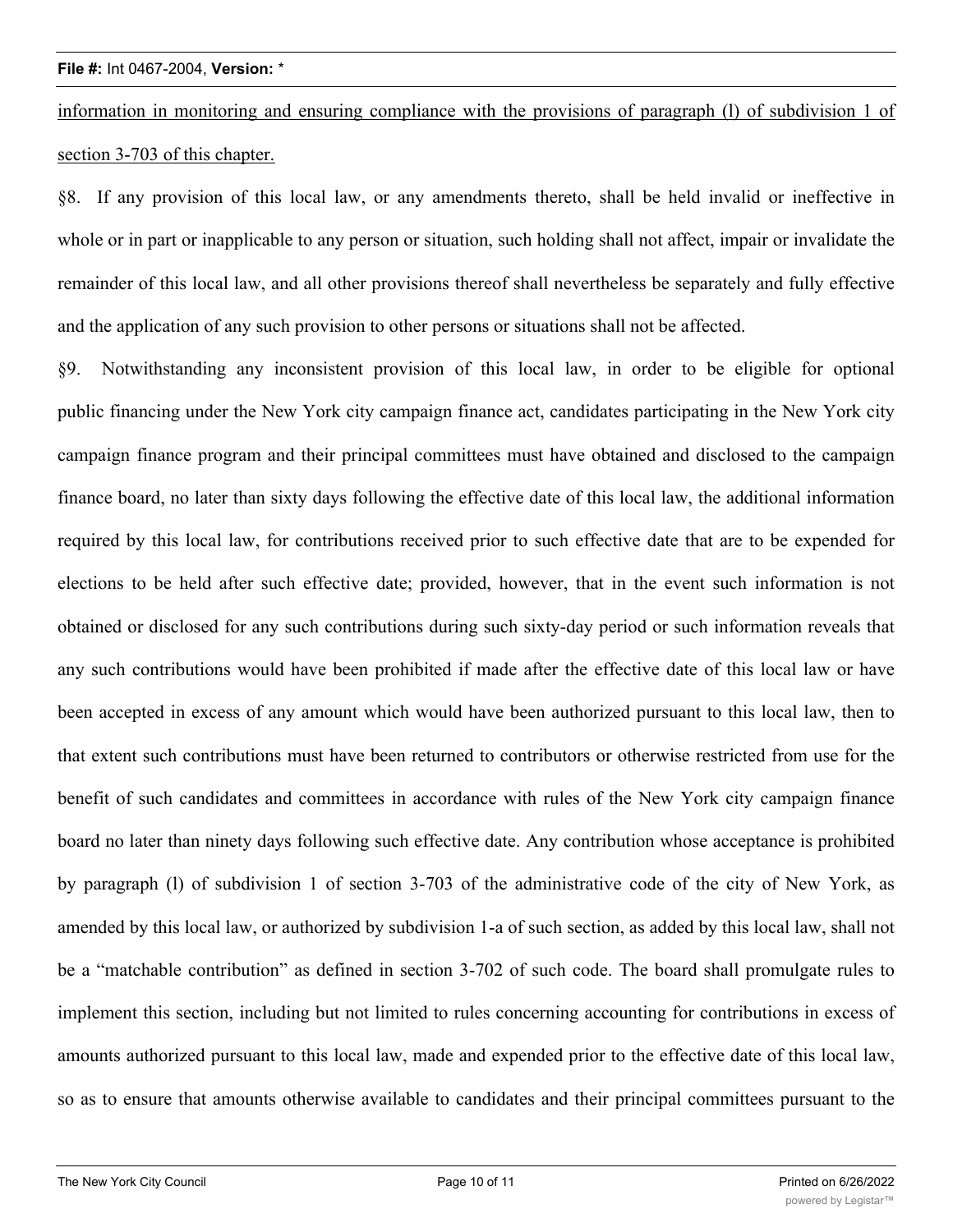information in monitoring and ensuring compliance with the provisions of paragraph (l) of subdivision 1 of section 3-703 of this chapter.

§8. If any provision of this local law, or any amendments thereto, shall be held invalid or ineffective in whole or in part or inapplicable to any person or situation, such holding shall not affect, impair or invalidate the remainder of this local law, and all other provisions thereof shall nevertheless be separately and fully effective and the application of any such provision to other persons or situations shall not be affected.

§9. Notwithstanding any inconsistent provision of this local law, in order to be eligible for optional public financing under the New York city campaign finance act, candidates participating in the New York city campaign finance program and their principal committees must have obtained and disclosed to the campaign finance board, no later than sixty days following the effective date of this local law, the additional information required by this local law, for contributions received prior to such effective date that are to be expended for elections to be held after such effective date; provided, however, that in the event such information is not obtained or disclosed for any such contributions during such sixty-day period or such information reveals that any such contributions would have been prohibited if made after the effective date of this local law or have been accepted in excess of any amount which would have been authorized pursuant to this local law, then to that extent such contributions must have been returned to contributors or otherwise restricted from use for the benefit of such candidates and committees in accordance with rules of the New York city campaign finance board no later than ninety days following such effective date. Any contribution whose acceptance is prohibited by paragraph (l) of subdivision 1 of section 3-703 of the administrative code of the city of New York, as amended by this local law, or authorized by subdivision 1-a of such section, as added by this local law, shall not be a "matchable contribution" as defined in section 3-702 of such code. The board shall promulgate rules to implement this section, including but not limited to rules concerning accounting for contributions in excess of amounts authorized pursuant to this local law, made and expended prior to the effective date of this local law, so as to ensure that amounts otherwise available to candidates and their principal committees pursuant to the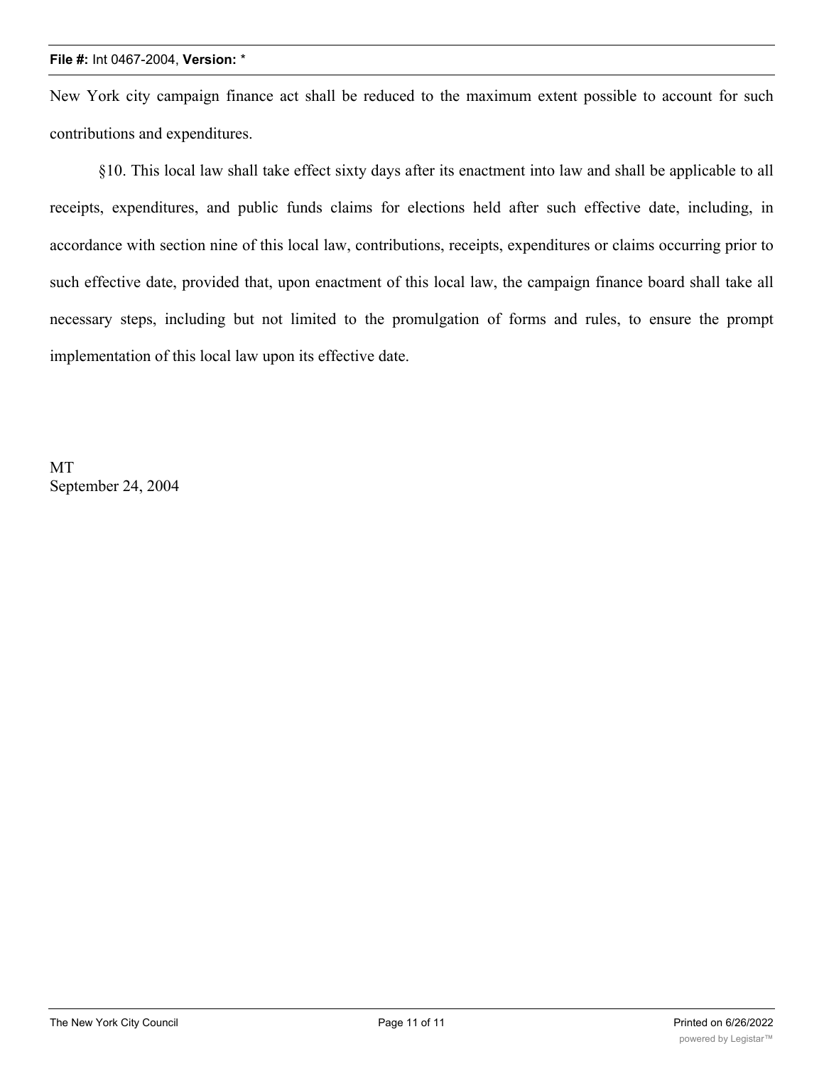New York city campaign finance act shall be reduced to the maximum extent possible to account for such contributions and expenditures.

§10. This local law shall take effect sixty days after its enactment into law and shall be applicable to all receipts, expenditures, and public funds claims for elections held after such effective date, including, in accordance with section nine of this local law, contributions, receipts, expenditures or claims occurring prior to such effective date, provided that, upon enactment of this local law, the campaign finance board shall take all necessary steps, including but not limited to the promulgation of forms and rules, to ensure the prompt implementation of this local law upon its effective date.

MT
September 24, 2004